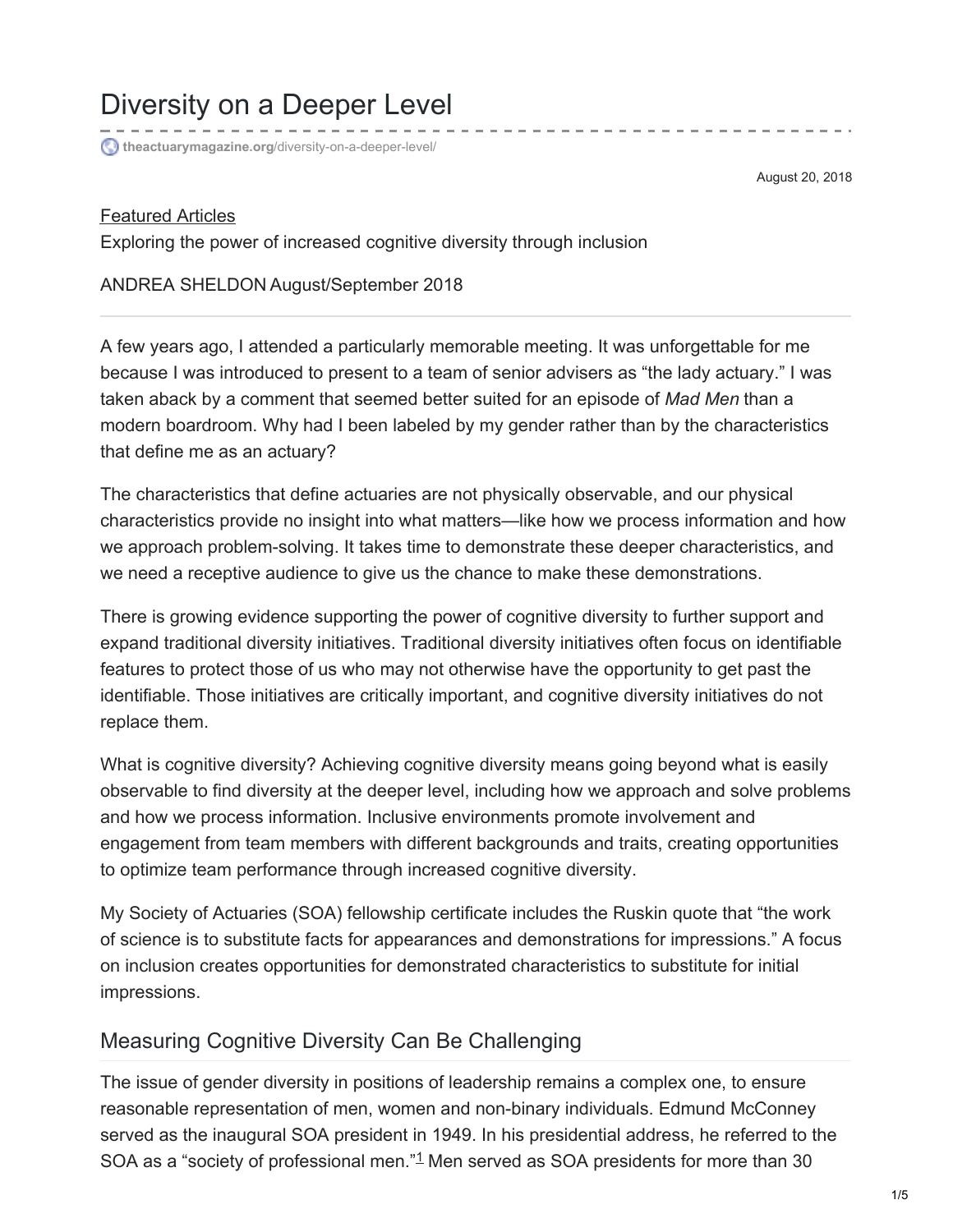# Diversity on a Deeper Level

theactuarymagazine.org/diversity-on-a-deeper-level/

August 20, 2018

Featured Articles

Exploring the power of increased cognitive diversity through inclusion

ANDREA SHELDON August/September 2018

---

A few years ago, I attended a particularly memorable meeting. It was unforgettable for me because I was introduced to present to a team of senior advisers as "the lady actuary." I was taken aback by a comment that seemed better suited for an episode of *Mad Men* than a modern boardroom. Why had I been labeled by my gender rather than by the characteristics that define me as an actuary?

The characteristics that define actuaries are not physically observable, and our physical characteristics provide no insight into what matters—like how we process information and how we approach problem-solving. It takes time to demonstrate these deeper characteristics, and we need a receptive audience to give us the chance to make these demonstrations.

There is growing evidence supporting the power of cognitive diversity to further support and expand traditional diversity initiatives. Traditional diversity initiatives often focus on identifiable features to protect those of us who may not otherwise have the opportunity to get past the identifiable. Those initiatives are critically important, and cognitive diversity initiatives do not replace them.

What is cognitive diversity? Achieving cognitive diversity means going beyond what is easily observable to find diversity at the deeper level, including how we approach and solve problems and how we process information. Inclusive environments promote involvement and engagement from team members with different backgrounds and traits, creating opportunities to optimize team performance through increased cognitive diversity.

My Society of Actuaries (SOA) fellowship certificate includes the Ruskin quote that "the work of science is to substitute facts for appearances and demonstrations for impressions." A focus on inclusion creates opportunities for demonstrated characteristics to substitute for initial impressions.

## Measuring Cognitive Diversity Can Be Challenging

The issue of gender diversity in positions of leadership remains a complex one, to ensure reasonable representation of men, women and non-binary individuals. Edmund McConney served as the inaugural SOA president in 1949. In his presidential address, he referred to the SOA as a "society of professional men."[1] Men served as SOA presidents for more than 30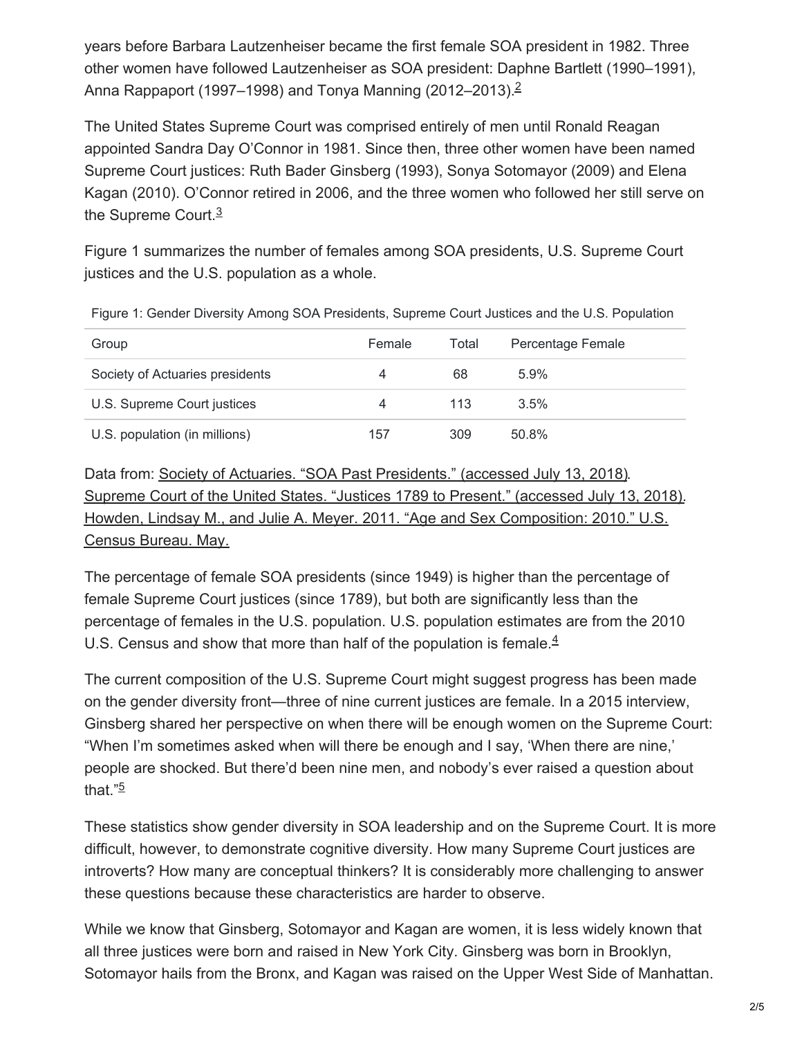years before Barbara Lautzenheiser became the first female SOA president in 1982. Three other women have followed Lautzenheiser as SOA president: Daphne Bartlett (1990–1991), Anna Rappaport (1997–1998) and Tonya Manning (2012–2013).[2]

The United States Supreme Court was comprised entirely of men until Ronald Reagan appointed Sandra Day O'Connor in 1981. Since then, three other women have been named Supreme Court justices: Ruth Bader Ginsberg (1993), Sonya Sotomayor (2009) and Elena Kagan (2010). O'Connor retired in 2006, and the three women who followed her still serve on the Supreme Court.[3]

Figure 1 summarizes the number of females among SOA presidents, U.S. Supreme Court justices and the U.S. population as a whole.

Figure 1: Gender Diversity Among SOA Presidents, Supreme Court Justices and the U.S. Population

| Group | Female | Total | Percentage Female |
|---|---|---|---|
| Society of Actuaries presidents | 4 | 68 | 5.9% |
| U.S. Supreme Court justices | 4 | 113 | 3.5% |
| U.S. population (in millions) | 157 | 309 | 50.8% |

Data from: Society of Actuaries. "SOA Past Presidents." (accessed July 13, 2018). Supreme Court of the United States. "Justices 1789 to Present." (accessed July 13, 2018). Howden, Lindsay M., and Julie A. Meyer. 2011. "Age and Sex Composition: 2010." U.S. Census Bureau. May.

The percentage of female SOA presidents (since 1949) is higher than the percentage of female Supreme Court justices (since 1789), but both are significantly less than the percentage of females in the U.S. population. U.S. population estimates are from the 2010 U.S. Census and show that more than half of the population is female.[4]

The current composition of the U.S. Supreme Court might suggest progress has been made on the gender diversity front—three of nine current justices are female. In a 2015 interview, Ginsberg shared her perspective on when there will be enough women on the Supreme Court: "When I'm sometimes asked when will there be enough and I say, 'When there are nine,' people are shocked. But there'd been nine men, and nobody's ever raised a question about that."[5]

These statistics show gender diversity in SOA leadership and on the Supreme Court. It is more difficult, however, to demonstrate cognitive diversity. How many Supreme Court justices are introverts? How many are conceptual thinkers? It is considerably more challenging to answer these questions because these characteristics are harder to observe.

While we know that Ginsberg, Sotomayor and Kagan are women, it is less widely known that all three justices were born and raised in New York City. Ginsberg was born in Brooklyn, Sotomayor hails from the Bronx, and Kagan was raised on the Upper West Side of Manhattan.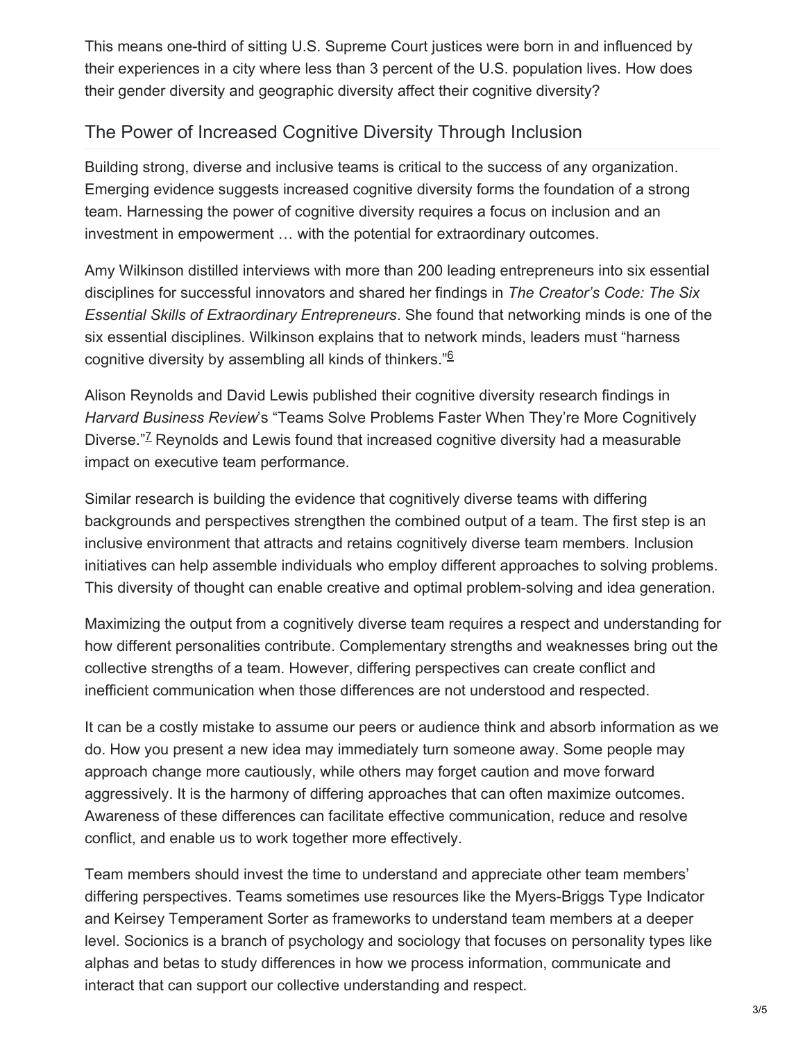This means one-third of sitting U.S. Supreme Court justices were born in and influenced by their experiences in a city where less than 3 percent of the U.S. population lives. How does their gender diversity and geographic diversity affect their cognitive diversity?

## The Power of Increased Cognitive Diversity Through Inclusion

Building strong, diverse and inclusive teams is critical to the success of any organization. Emerging evidence suggests increased cognitive diversity forms the foundation of a strong team. Harnessing the power of cognitive diversity requires a focus on inclusion and an investment in empowerment … with the potential for extraordinary outcomes.

Amy Wilkinson distilled interviews with more than 200 leading entrepreneurs into six essential disciplines for successful innovators and shared her findings in *The Creator's Code: The Six Essential Skills of Extraordinary Entrepreneurs*. She found that networking minds is one of the six essential disciplines. Wilkinson explains that to network minds, leaders must "harness cognitive diversity by assembling all kinds of thinkers."[6]

Alison Reynolds and David Lewis published their cognitive diversity research findings in *Harvard Business Review*'s "Teams Solve Problems Faster When They're More Cognitively Diverse."[7] Reynolds and Lewis found that increased cognitive diversity had a measurable impact on executive team performance.

Similar research is building the evidence that cognitively diverse teams with differing backgrounds and perspectives strengthen the combined output of a team. The first step is an inclusive environment that attracts and retains cognitively diverse team members. Inclusion initiatives can help assemble individuals who employ different approaches to solving problems. This diversity of thought can enable creative and optimal problem-solving and idea generation.

Maximizing the output from a cognitively diverse team requires a respect and understanding for how different personalities contribute. Complementary strengths and weaknesses bring out the collective strengths of a team. However, differing perspectives can create conflict and inefficient communication when those differences are not understood and respected.

It can be a costly mistake to assume our peers or audience think and absorb information as we do. How you present a new idea may immediately turn someone away. Some people may approach change more cautiously, while others may forget caution and move forward aggressively. It is the harmony of differing approaches that can often maximize outcomes. Awareness of these differences can facilitate effective communication, reduce and resolve conflict, and enable us to work together more effectively.

Team members should invest the time to understand and appreciate other team members' differing perspectives. Teams sometimes use resources like the Myers-Briggs Type Indicator and Keirsey Temperament Sorter as frameworks to understand team members at a deeper level. Socionics is a branch of psychology and sociology that focuses on personality types like alphas and betas to study differences in how we process information, communicate and interact that can support our collective understanding and respect.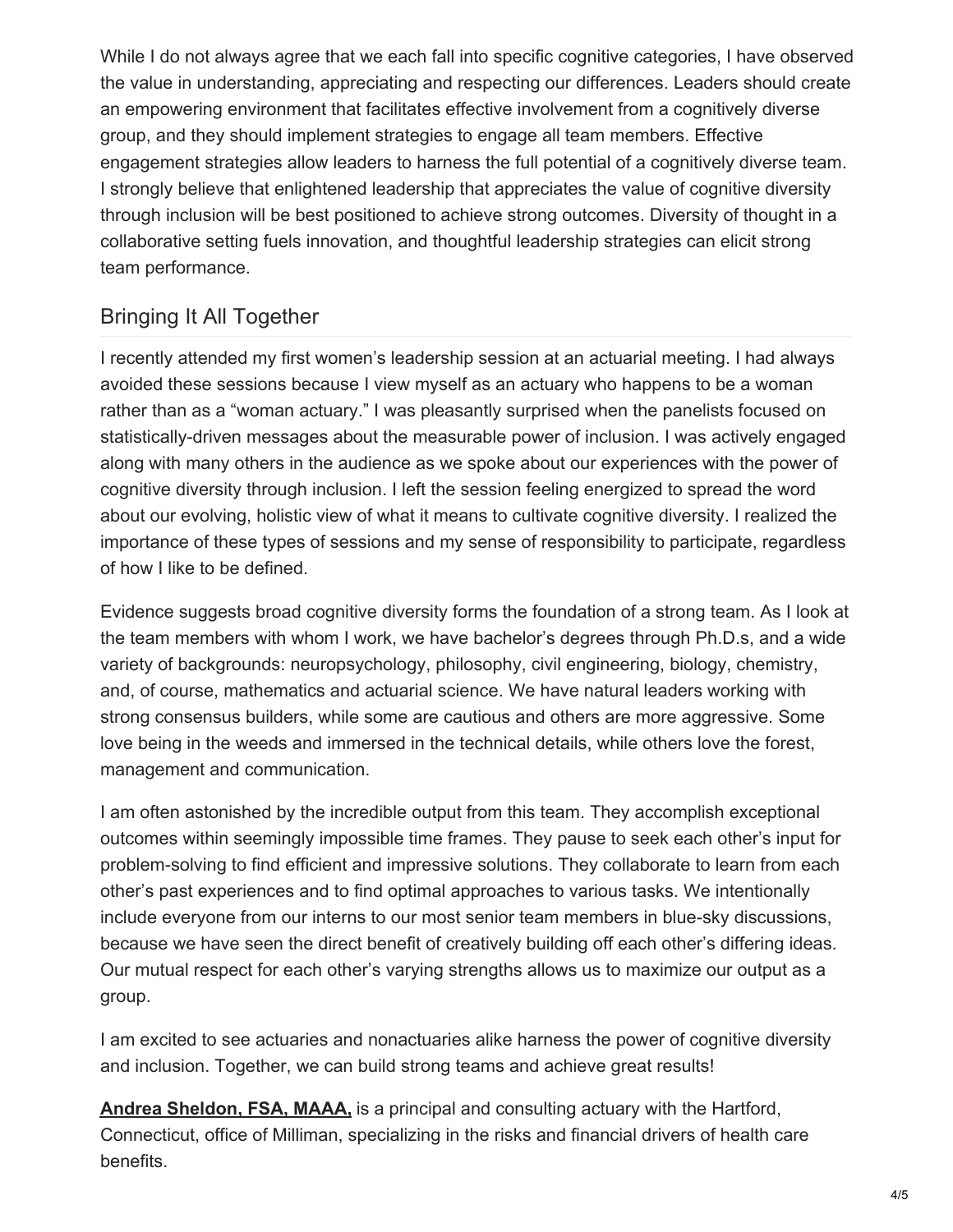While I do not always agree that we each fall into specific cognitive categories, I have observed the value in understanding, appreciating and respecting our differences. Leaders should create an empowering environment that facilitates effective involvement from a cognitively diverse group, and they should implement strategies to engage all team members. Effective engagement strategies allow leaders to harness the full potential of a cognitively diverse team. I strongly believe that enlightened leadership that appreciates the value of cognitive diversity through inclusion will be best positioned to achieve strong outcomes. Diversity of thought in a collaborative setting fuels innovation, and thoughtful leadership strategies can elicit strong team performance.

## Bringing It All Together

I recently attended my first women's leadership session at an actuarial meeting. I had always avoided these sessions because I view myself as an actuary who happens to be a woman rather than as a "woman actuary." I was pleasantly surprised when the panelists focused on statistically-driven messages about the measurable power of inclusion. I was actively engaged along with many others in the audience as we spoke about our experiences with the power of cognitive diversity through inclusion. I left the session feeling energized to spread the word about our evolving, holistic view of what it means to cultivate cognitive diversity. I realized the importance of these types of sessions and my sense of responsibility to participate, regardless of how I like to be defined.

Evidence suggests broad cognitive diversity forms the foundation of a strong team. As I look at the team members with whom I work, we have bachelor's degrees through Ph.D.s, and a wide variety of backgrounds: neuropsychology, philosophy, civil engineering, biology, chemistry, and, of course, mathematics and actuarial science. We have natural leaders working with strong consensus builders, while some are cautious and others are more aggressive. Some love being in the weeds and immersed in the technical details, while others love the forest, management and communication.

I am often astonished by the incredible output from this team. They accomplish exceptional outcomes within seemingly impossible time frames. They pause to seek each other's input for problem-solving to find efficient and impressive solutions. They collaborate to learn from each other's past experiences and to find optimal approaches to various tasks. We intentionally include everyone from our interns to our most senior team members in blue-sky discussions, because we have seen the direct benefit of creatively building off each other's differing ideas. Our mutual respect for each other's varying strengths allows us to maximize our output as a group.

I am excited to see actuaries and nonactuaries alike harness the power of cognitive diversity and inclusion. Together, we can build strong teams and achieve great results!

**Andrea Sheldon, FSA, MAAA,** is a principal and consulting actuary with the Hartford, Connecticut, office of Milliman, specializing in the risks and financial drivers of health care benefits.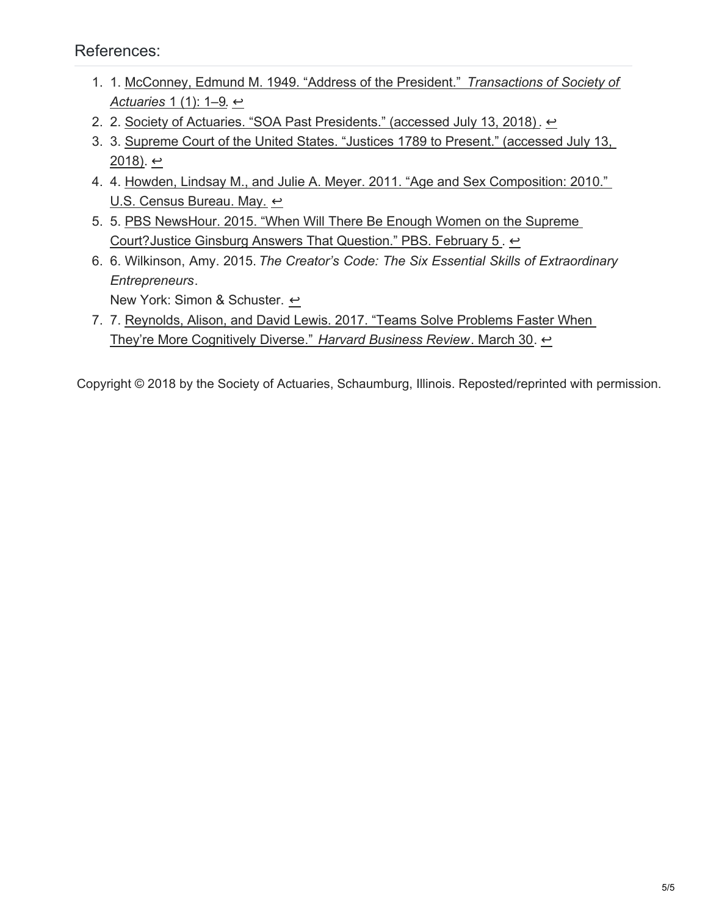## References:

1. 1. McConney, Edmund M. 1949. "Address of the President." *Transactions of Society of Actuaries* 1 (1): 1–9. ↩
2. 2. Society of Actuaries. "SOA Past Presidents." (accessed July 13, 2018). ↩
3. 3. Supreme Court of the United States. "Justices 1789 to Present." (accessed July 13, 2018). ↩
4. 4. Howden, Lindsay M., and Julie A. Meyer. 2011. "Age and Sex Composition: 2010." U.S. Census Bureau. May. ↩
5. 5. PBS NewsHour. 2015. "When Will There Be Enough Women on the Supreme Court?Justice Ginsburg Answers That Question." PBS. February 5. ↩
6. 6. Wilkinson, Amy. 2015. *The Creator's Code: The Six Essential Skills of Extraordinary Entrepreneurs*.
   New York: Simon & Schuster. ↩
7. 7. Reynolds, Alison, and David Lewis. 2017. "Teams Solve Problems Faster When They're More Cognitively Diverse." *Harvard Business Review*. March 30. ↩

Copyright © 2018 by the Society of Actuaries, Schaumburg, Illinois. Reposted/reprinted with permission.